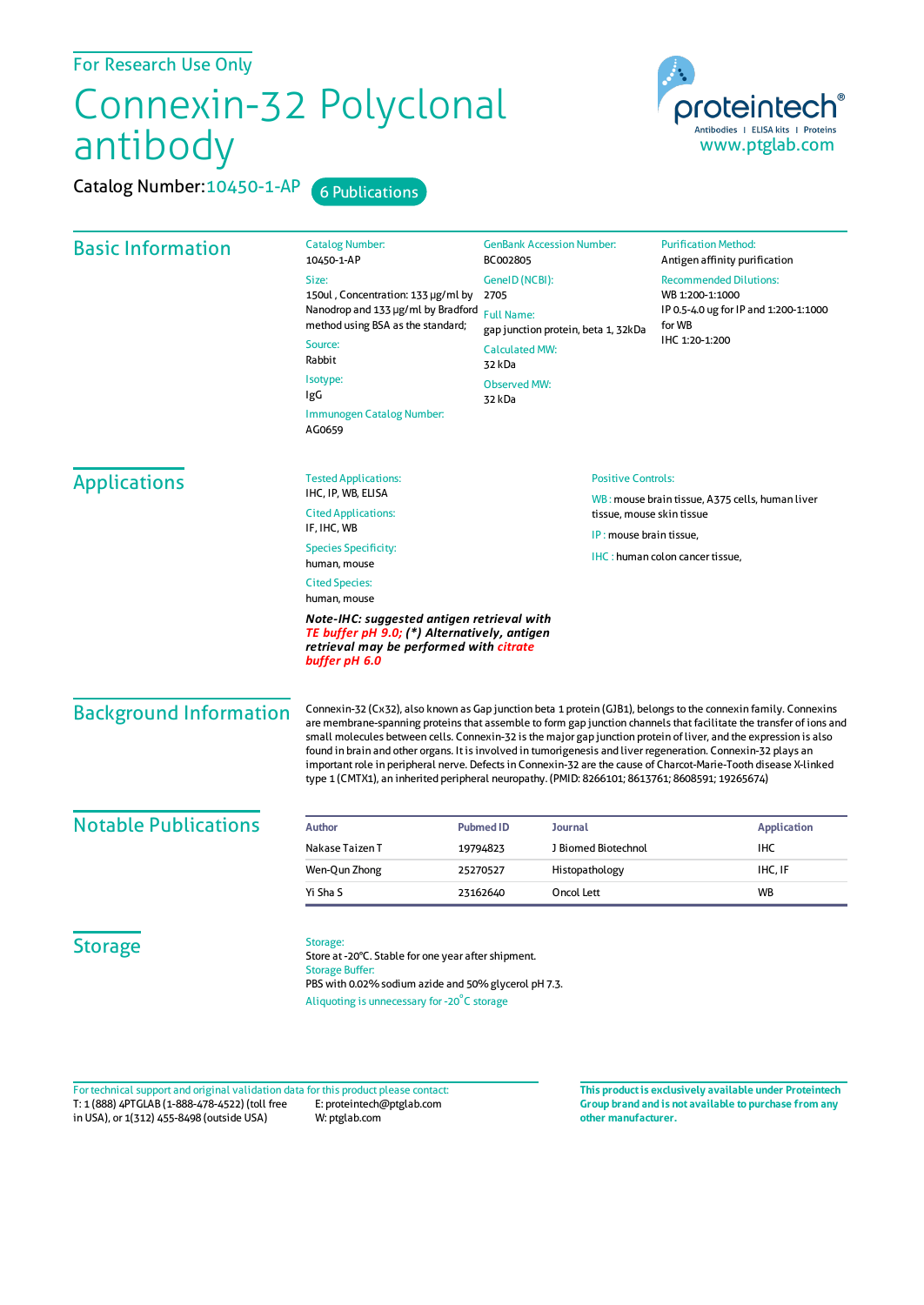For Research Use Only

# Connexin-32 Polyclonal antibody

Catalog Number: 10450-1-AP

6 Publications

proteintech®
Antibodies | ELISA kits | Proteins
www.ptglab.com

## Basic Information

Catalog Number:
10450-1-AP

Size:
150ul , Concentration: 133 μg/ml by Nanodrop and 133 μg/ml by Bradford method using BSA as the standard;

Source:
Rabbit

Isotype:
IgG

Immunogen Catalog Number:
AG0659

GenBank Accession Number:
BC002805

GeneID (NCBI):
2705

Full Name:
gap junction protein, beta 1, 32kDa

Calculated MW:
32 kDa

Observed MW:
32 kDa

Purification Method:
Antigen affinity purification

Recommended Dilutions:
WB 1:200-1:1000
IP 0.5-4.0 ug for IP and 1:200-1:1000 for WB
IHC 1:20-1:200

## Applications

Tested Applications:
IHC, IP, WB, ELISA

Cited Applications:
IF, IHC, WB

Species Specificity:
human, mouse

Cited Species:
human, mouse

***Note-IHC: suggested antigen retrieval with TE buffer pH 9.0; (\*) Alternatively, antigen retrieval may be performed with citrate buffer pH 6.0***

Positive Controls:

WB : mouse brain tissue, A375 cells, human liver tissue, mouse skin tissue

IP : mouse brain tissue,

IHC : human colon cancer tissue,

## Background Information

Connexin-32 (Cx32), also known as Gap junction beta 1 protein (GJB1), belongs to the connexin family. Connexins are membrane-spanning proteins that assemble to form gap junction channels that facilitate the transfer of ions and small molecules between cells. Connexin-32 is the major gap junction protein of liver, and the expression is also found in brain and other organs. It is involved in tumorigenesis and liver regeneration. Connexin-32 plays an important role in peripheral nerve. Defects in Connexin-32 are the cause of Charcot-Marie-Tooth disease X-linked type 1 (CMTX1), an inherited peripheral neuropathy. (PMID: 8266101; 8613761; 8608591; 19265674)

## Notable Publications

| Author | Pubmed ID | Journal | Application |
|---|---|---|---|
| Nakase Taizen T | 19794823 | J Biomed Biotechnol | IHC |
| Wen-Qun Zhong | 25270527 | Histopathology | IHC, IF |
| Yi Sha S | 23162640 | Oncol Lett | WB |

## Storage

Storage:
Store at -20°C. Stable for one year after shipment.

Storage Buffer:
PBS with 0.02% sodium azide and 50% glycerol pH 7.3.

Aliquoting is unnecessary for -20°C storage

For technical support and original validation data for this product please contact:
T: 1 (888) 4PTGLAB (1-888-478-4522) (toll free in USA), or 1(312) 455-8498 (outside USA)
E: proteintech@ptglab.com
W: ptglab.com

**This product is exclusively available under Proteintech Group brand and is not available to purchase from any other manufacturer.**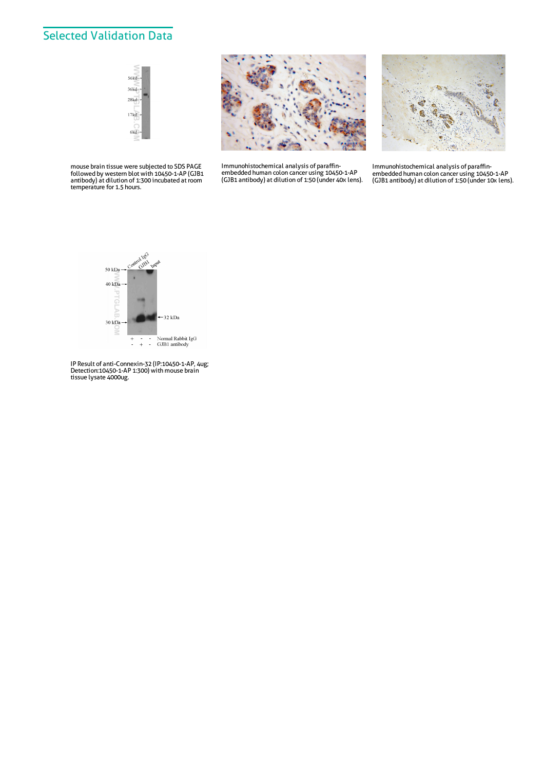## Selected Validation Data

56kd
36kd
28kd
17kd
6kd

mouse brain tissue were subjected to SDS PAGE followed by western blot with 10450-1-AP (GJB1 antibody) at dilution of 1:300 incubated at room temperature for 1.5 hours.

Immunohistochemical analysis of paraffin-embedded human colon cancer using 10450-1-AP (GJB1 antibody) at dilution of 1:50 (under 40x lens).

Immunohistochemical analysis of paraffin-embedded human colon cancer using 10450-1-AP (GJB1 antibody) at dilution of 1:50 (under 10x lens).

Control IgG
GJB1
Input
50 kDa
40 kDa
30 kDa
32 kDa
+ - - Normal Rabbit IgG
- + - GJB1 antibody

IP Result of anti-Connexin-32 (IP:10450-1-AP, 4ug; Detection:10450-1-AP 1:300) with mouse brain tissue lysate 4000ug.